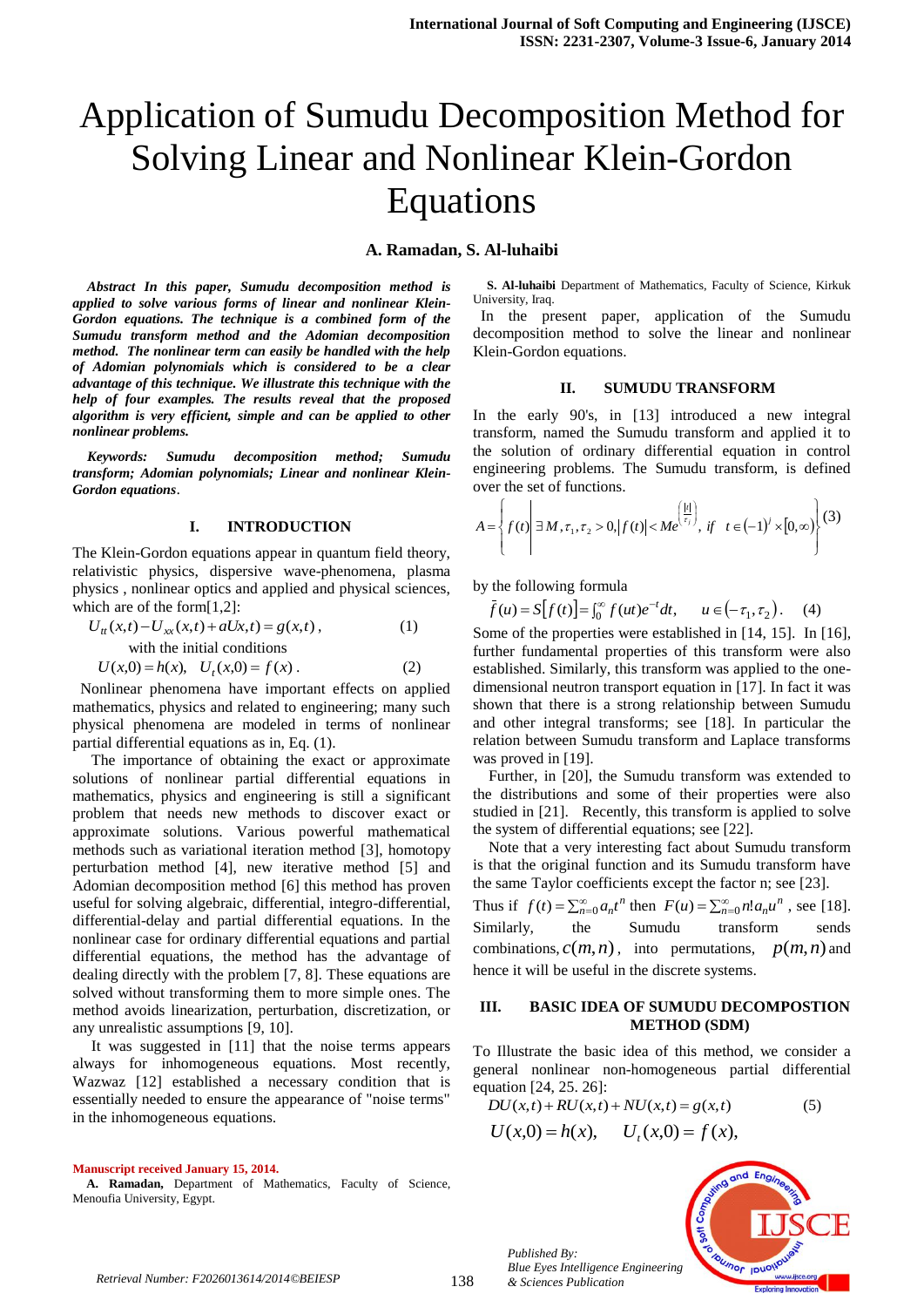# Application of Sumudu Decomposition Method for Solving Linear and Nonlinear Klein-Gordon Equations

**A. Ramadan, S. Al-luhaibi**

***Abstract In this paper, Sumudu decomposition method is applied to solve various forms of linear and nonlinear Klein-Gordon equations. The technique is a combined form of the Sumudu transform method and the Adomian decomposition method. The nonlinear term can easily be handled with the help of Adomian polynomials which is considered to be a clear advantage of this technique. We illustrate this technique with the help of four examples. The results reveal that the proposed algorithm is very efficient, simple and can be applied to other nonlinear problems.***

***Keywords: Sumudu decomposition method; Sumudu transform; Adomian polynomials; Linear and nonlinear Klein-Gordon equations.***

## I. INTRODUCTION

The Klein-Gordon equations appear in quantum field theory, relativistic physics, dispersive wave-phenomena, plasma physics , nonlinear optics and applied and physical sciences, which are of the form[1,2]:

$$U_{tt}(x,t) - U_{xx}(x,t) + aUx,t) = g(x,t)\,, \tag{1}$$

with the initial conditions

$$U(x,0) = h(x), \quad U_t(x,0) = f(x)\,. \tag{2}$$

Nonlinear phenomena have important effects on applied mathematics, physics and related to engineering; many such physical phenomena are modeled in terms of nonlinear partial differential equations as in, Eq. (1).

The importance of obtaining the exact or approximate solutions of nonlinear partial differential equations in mathematics, physics and engineering is still a significant problem that needs new methods to discover exact or approximate solutions. Various powerful mathematical methods such as variational iteration method [3], homotopy perturbation method [4], new iterative method [5] and Adomian decomposition method [6] this method has proven useful for solving algebraic, differential, integro-differential, differential-delay and partial differential equations. In the nonlinear case for ordinary differential equations and partial differential equations, the method has the advantage of dealing directly with the problem [7, 8]. These equations are solved without transforming them to more simple ones. The method avoids linearization, perturbation, discretization, or any unrealistic assumptions [9, 10].

It was suggested in [11] that the noise terms appears always for inhomogeneous equations. Most recently, Wazwaz [12] established a necessary condition that is essentially needed to ensure the appearance of "noise terms" in the inhomogeneous equations.

**Manuscript received January 15, 2014.**

**A. Ramadan,** Department of Mathematics, Faculty of Science, Menoufia University, Egypt.

**S. Al-luhaibi** Department of Mathematics, Faculty of Science, Kirkuk University, Iraq.

In the present paper, application of the Sumudu decomposition method to solve the linear and nonlinear Klein-Gordon equations.

## II. SUMUDU TRANSFORM

In the early 90's, in [13] introduced a new integral transform, named the Sumudu transform and applied it to the solution of ordinary differential equation in control engineering problems. The Sumudu transform, is defined over the set of functions.

$$A = \left\{ f(t) \,\middle|\, \exists M, \tau_1, \tau_2 > 0, |f(t)| < Me^{\left(\frac{|t|}{\tau_j}\right)}, \ if \quad t \in (-1)^j \times [0,\infty) \right\} \tag{3}$$

by the following formula

$$\bar{f}(u) = S[f(t)] = \int_0^\infty f(ut)e^{-t}dt, \qquad u \in (-\tau_1, \tau_2)\,. \tag{4}$$

Some of the properties were established in [14, 15]. In [16], further fundamental properties of this transform were also established. Similarly, this transform was applied to the one-dimensional neutron transport equation in [17]. In fact it was shown that there is a strong relationship between Sumudu and other integral transforms; see [18]. In particular the relation between Sumudu transform and Laplace transforms was proved in [19].

Further, in [20], the Sumudu transform was extended to the distributions and some of their properties were also studied in [21]. Recently, this transform is applied to solve the system of differential equations; see [22].

Note that a very interesting fact about Sumudu transform is that the original function and its Sumudu transform have the same Taylor coefficients except the factor n; see [23].

Thus if $f(t) = \sum_{n=0}^{\infty} a_n t^n$ then $F(u) = \sum_{n=0}^{\infty} n! a_n u^n$ , see [18]. Similarly, the Sumudu transform sends combinations, $c(m,n)$ , into permutations, $p(m,n)$ and hence it will be useful in the discrete systems.

## III. BASIC IDEA OF SUMUDU DECOMPOSTION METHOD (SDM)

To Illustrate the basic idea of this method, we consider a general nonlinear non-homogeneous partial differential equation [24, 25. 26]:

$$DU(x,t) + RU(x,t) + NU(x,t) = g(x,t) \tag{5}$$

$$U(x,0) = h(x), \qquad U_t(x,0) = f(x),$$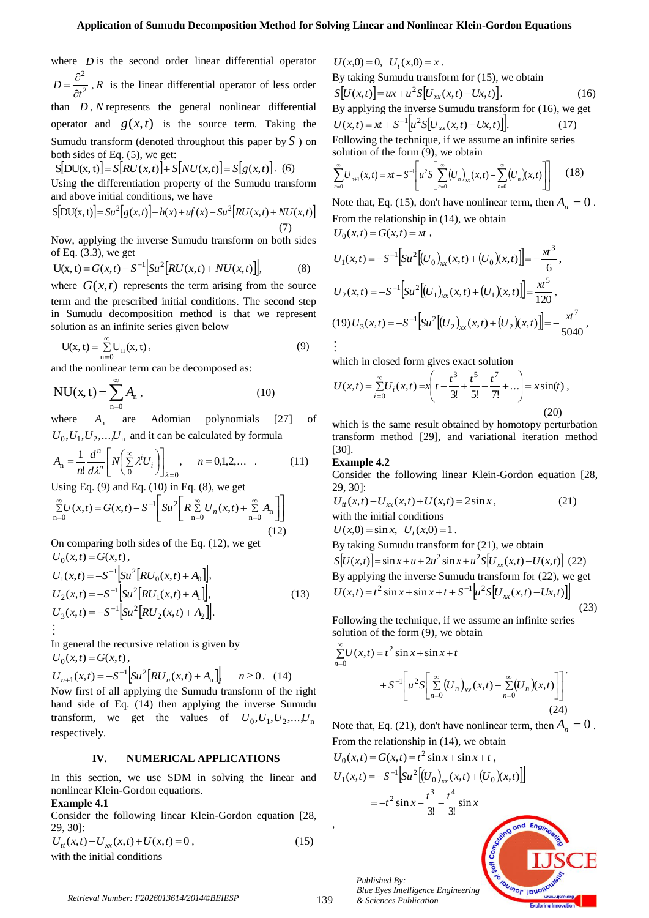where $D$ is the second order linear differential operator $D = \frac{\partial^2}{\partial t^2}$, $R$ is the linear differential operator of less order than $D$, $N$ represents the general nonlinear differential operator and $g(x,t)$ is the source term. Taking the Sumudu transform (denoted throughout this paper by $S$ ) on both sides of Eq. (5), we get:

$$S[DU(x,t)] = S[RU(x,t)] + S[NU(x,t)] = S[g(x,t)]. \quad (6)$$

Using the differentiation property of the Sumudu transform and above initial conditions, we have

$$S[DU(x,t)] = Su^2[g(x,t)] + h(x) + uf(x) - Su^2[RU(x,t) + NU(x,t)] \quad (7)$$

Now, applying the inverse Sumudu transform on both sides of Eq. (3.3), we get

$$U(x,t) = G(x,t) - S^{-1}\left[Su^2[RU(x,t) + NU(x,t)]\right], \quad (8)$$

where $G(x,t)$ represents the term arising from the source term and the prescribed initial conditions. The second step in Sumudu decomposition method is that we represent solution as an infinite series given below

$$U(x,t) = \sum_{n=0}^{\infty} U_n(x,t), \quad (9)$$

and the nonlinear term can be decomposed as:

$$NU(x,t) = \sum_{n=0}^{\infty} A_n, \quad (10)$$

where $A_n$ are Adomian polynomials [27] of $U_0, U_1, U_2, \ldots, U_n$ and it can be calculated by formula

$$A_n = \frac{1}{n!}\frac{d^n}{d\lambda^n}\left[N\left(\sum_{0}^{\infty} \lambda^i U_i\right)\right]_{\lambda=0}, \quad n = 0,1,2,\ldots \quad . \quad (11)$$

Using Eq. (9) and Eq. (10) in Eq. (8), we get

$$\sum_{n=0}^{\infty} U(x,t) = G(x,t) - S^{-1}\left[Su^2\left[R\sum_{n=0}^{\infty} U_n(x,t) + \sum_{n=0}^{\infty} A_n\right]\right] \quad (12)$$

On comparing both sides of the Eq. (12), we get

$$U_0(x,t) = G(x,t),$$
$$U_1(x,t) = -S^{-1}\left[Su^2[RU_0(x,t) + A_0]\right],$$
$$U_2(x,t) = -S^{-1}\left[Su^2[RU_1(x,t) + A_1]\right], \quad (13)$$
$$U_3(x,t) = -S^{-1}\left[Su^2[RU_2(x,t) + A_2]\right].$$
$$\vdots$$

In general the recursive relation is given by

$$U_0(x,t) = G(x,t),$$
$$U_{n+1}(x,t) = -S^{-1}\left[Su^2[RU_n(x,t) + A_n]\right], \quad n \geq 0. \quad (14)$$

Now first of all applying the Sumudu transform of the right hand side of Eq. (14) then applying the inverse Sumudu transform, we get the values of $U_0, U_1, U_2, \ldots, U_n$ respectively.

## IV. NUMERICAL APPLICATIONS

In this section, we use SDM in solving the linear and nonlinear Klein-Gordon equations.

**Example 4.1**

Consider the following linear Klein-Gordon equation [28, 29, 30]:

$$U_{tt}(x,t) - U_{xx}(x,t) + U(x,t) = 0, \quad (15)$$

with the initial conditions

$$U(x,0) = 0, \quad U_t(x,0) = x.$$

By taking Sumudu transform for (15), we obtain

$$S[U(x,t)] = ux + u^2 S[U_{xx}(x,t) - Ux,t)]. \quad (16)$$

By applying the inverse Sumudu transform for (16), we get

$$U(x,t) = xt + S^{-1}\left[u^2 S[U_{xx}(x,t) - Ux,t)]\right]. \quad (17)$$

Following the technique, if we assume an infinite series solution of the form (9), we obtain

$$\sum_{n=0}^{\infty} U_{n+1}(x,t) = xt + S^{-1}\left[u^2 S\left[\sum_{n=0}^{\infty}(U_n)_{xx}(x,t) - \sum_{n=0}^{\infty}(U_n)(x,t)\right]\right] \quad (18)$$

Note that, Eq. (15), don't have nonlinear term, then $A_n = 0$.

From the relationship in (14), we obtain

$$U_0(x,t) = G(x,t) = xt,$$

$$U_1(x,t) = -S^{-1}\left[Su^2\left[(U_0)_{xx}(x,t) + (U_0)(x,t)\right]\right] = -\frac{xt^3}{6},$$

$$U_2(x,t) = -S^{-1}\left[Su^2\left[(U_1)_{xx}(x,t) + (U_1)(x,t)\right]\right] = \frac{xt^5}{120},$$

$$(19)\; U_3(x,t) = -S^{-1}\left[Su^2\left[(U_2)_{xx}(x,t) + (U_2)(x,t)\right]\right] = -\frac{xt^7}{5040},$$

$$\vdots$$

which in closed form gives exact solution

$$U(x,t) = \sum_{i=0}^{\infty} U_i(x,t) = x\left(t - \frac{t^3}{3!} + \frac{t^5}{5!} - \frac{t^7}{7!} + \ldots\right) = x\sin(t), \quad (20)$$

which is the same result obtained by homotopy perturbation transform method [29], and variational iteration method [30].

**Example 4.2**

Consider the following linear Klein-Gordon equation [28, 29, 30]:

$$U_{tt}(x,t) - U_{xx}(x,t) + U(x,t) = 2\sin x, \quad (21)$$

with the initial conditions

$$U(x,0) = \sin x, \quad U_t(x,0) = 1.$$

By taking Sumudu transform for (21), we obtain

$$S[U(x,t)] = \sin x + u + 2u^2 \sin x + u^2 S[U_{xx}(x,t) - U(x,t)] \quad (22)$$

By applying the inverse Sumudu transform for (22), we get

$$U(x,t) = t^2 \sin x + \sin x + t + S^{-1}\left[u^2 S[U_{xx}(x,t) - Ux,t)]\right] \quad (23)$$

Following the technique, if we assume an infinite series solution of the form (9), we obtain

$$\sum_{n=0}^{\infty} U(x,t) = t^2 \sin x + \sin x + t + S^{-1}\left[u^2 S\left[\sum_{n=0}^{\infty}(U_n)_{xx}(x,t) - \sum_{n=0}^{\infty}(U_n)(x,t)\right]\right]. \quad (24)$$

Note that, Eq. (21), don't have nonlinear term, then $A_n = 0$.

From the relationship in (14), we obtain

$$U_0(x,t) = G(x,t) = t^2 \sin x + \sin x + t,$$

$$U_1(x,t) = -S^{-1}\left[Su^2\left[(U_0)_{xx}(x,t) + (U_0)(x,t)\right]\right]$$
$$= -t^2 \sin x - \frac{t^3}{3!} - \frac{t^4}{3!}\sin x$$

,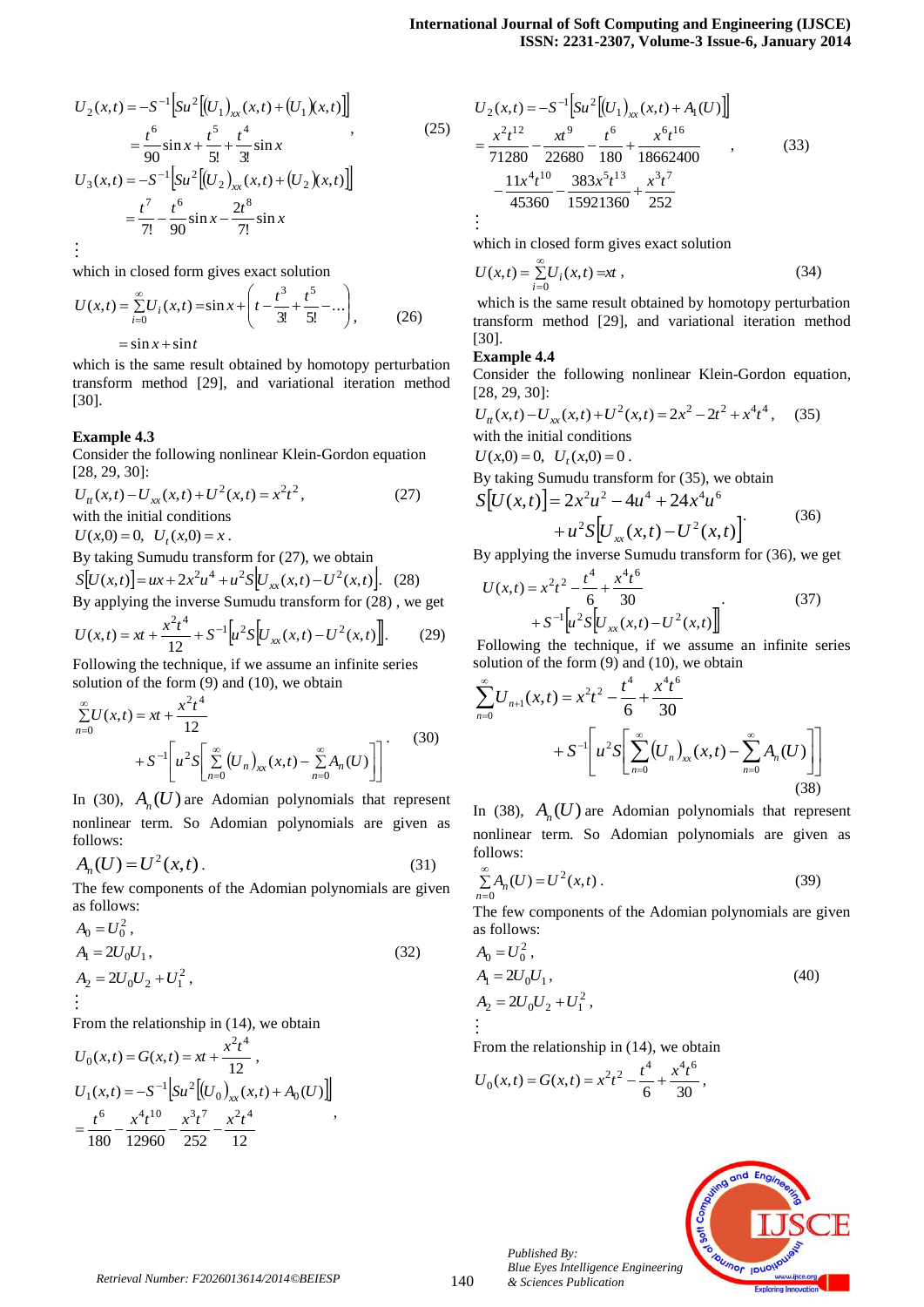$$U_2(x,t) = -S^{-1}\left[Su^2\left[(U_1)_{xx}(x,t) + (U_1)(x,t)\right]\right]$$
$$= \frac{t^6}{90}\sin x + \frac{t^5}{5!} + \frac{t^4}{3!}\sin x \qquad (25)$$
$$U_3(x,t) = -S^{-1}\left[Su^2\left[(U_2)_{xx}(x,t) + (U_2)(x,t)\right]\right]$$
$$= \frac{t^7}{7!} - \frac{t^6}{90}\sin x - \frac{2t^8}{7!}\sin x$$
$$\vdots$$

which in closed form gives exact solution

$$U(x,t) = \sum_{i=0}^{\infty} U_i(x,t) = \sin x + \left(t - \frac{t^3}{3!} + \frac{t^5}{5!} - \ldots\right), \qquad (26)$$
$$= \sin x + \sin t$$

which is the same result obtained by homotopy perturbation transform method [29], and variational iteration method [30].

**Example 4.3**

Consider the following nonlinear Klein-Gordon equation [28, 29, 30]:

$$U_{tt}(x,t) - U_{xx}(x,t) + U^2(x,t) = x^2t^2, \qquad (27)$$

with the initial conditions

$$U(x,0) = 0, \quad U_t(x,0) = x.$$

By taking Sumudu transform for (27), we obtain

$$S[U(x,t)] = ux + 2x^2u^4 + u^2S\left[U_{xx}(x,t) - U^2(x,t)\right]. \quad (28)$$

By applying the inverse Sumudu transform for (28) , we get

$$U(x,t) = xt + \frac{x^2t^4}{12} + S^{-1}\left[u^2S\left[U_{xx}(x,t) - U^2(x,t)\right]\right]. \qquad (29)$$

Following the technique, if we assume an infinite series solution of the form (9) and (10), we obtain

$$\sum_{n=0}^{\infty} U(x,t) = xt + \frac{x^2t^4}{12} + S^{-1}\left[u^2S\left[\sum_{n=0}^{\infty}(U_n)_{xx}(x,t) - \sum_{n=0}^{\infty}A_n(U)\right]\right]. \qquad (30)$$

In (30), $A_n(U)$ are Adomian polynomials that represent nonlinear term. So Adomian polynomials are given as follows:

$$A_n(U) = U^2(x,t). \qquad (31)$$

The few components of the Adomian polynomials are given as follows:

$$A_0 = U_0^2,$$
$$A_1 = 2U_0U_1, \qquad (32)$$
$$A_2 = 2U_0U_2 + U_1^2,$$
$$\vdots$$

From the relationship in (14), we obtain

$$U_0(x,t) = G(x,t) = xt + \frac{x^2t^4}{12},$$
$$U_1(x,t) = -S^{-1}\left[Su^2\left[(U_0)_{xx}(x,t) + A_0(U)\right]\right]$$
$$= \frac{t^6}{180} - \frac{x^4t^{10}}{12960} - \frac{x^3t^7}{252} - \frac{x^2t^4}{12},$$
$$U_2(x,t) = -S^{-1}\left[Su^2\left[(U_1)_{xx}(x,t) + A_1(U)\right]\right]$$
$$= \frac{x^2t^{12}}{71280} - \frac{xt^9}{22680} - \frac{t^6}{180} + \frac{x^6t^{16}}{18662400} - \frac{11x^4t^{10}}{45360} - \frac{383x^5t^{13}}{15921360} + \frac{x^3t^7}{252}, \qquad (33)$$
$$\vdots$$

which in closed form gives exact solution

$$U(x,t) = \sum_{i=0}^{\infty} U_i(x,t) = xt, \qquad (34)$$

which is the same result obtained by homotopy perturbation transform method [29], and variational iteration method [30].

**Example 4.4**

Consider the following nonlinear Klein-Gordon equation, [28, 29, 30]:

$$U_{tt}(x,t) - U_{xx}(x,t) + U^2(x,t) = 2x^2 - 2t^2 + x^4t^4, \quad (35)$$

with the initial conditions

$$U(x,0) = 0, \quad U_t(x,0) = 0.$$

By taking Sumudu transform for (35), we obtain

$$S[U(x,t)] = 2x^2u^2 - 4u^4 + 24x^4u^6 + u^2S\left[U_{xx}(x,t) - U^2(x,t)\right]. \qquad (36)$$

By applying the inverse Sumudu transform for (36), we get

$$U(x,t) = x^2t^2 - \frac{t^4}{6} + \frac{x^4t^6}{30} + S^{-1}\left[u^2S\left[U_{xx}(x,t) - U^2(x,t)\right]\right]. \qquad (37)$$

Following the technique, if we assume an infinite series solution of the form (9) and (10), we obtain

$$\sum_{n=0}^{\infty} U_{n+1}(x,t) = x^2t^2 - \frac{t^4}{6} + \frac{x^4t^6}{30} + S^{-1}\left[u^2S\left[\sum_{n=0}^{\infty}(U_n)_{xx}(x,t) - \sum_{n=0}^{\infty}A_n(U)\right]\right] \qquad (38)$$

In (38), $A_n(U)$ are Adomian polynomials that represent nonlinear term. So Adomian polynomials are given as follows:

$$\sum_{n=0}^{\infty} A_n(U) = U^2(x,t). \qquad (39)$$

The few components of the Adomian polynomials are given as follows:

$$A_0 = U_0^2,$$
$$A_1 = 2U_0U_1, \qquad (40)$$
$$A_2 = 2U_0U_2 + U_1^2,$$
$$\vdots$$

From the relationship in (14), we obtain

$$U_0(x,t) = G(x,t) = x^2t^2 - \frac{t^4}{6} + \frac{x^4t^6}{30},$$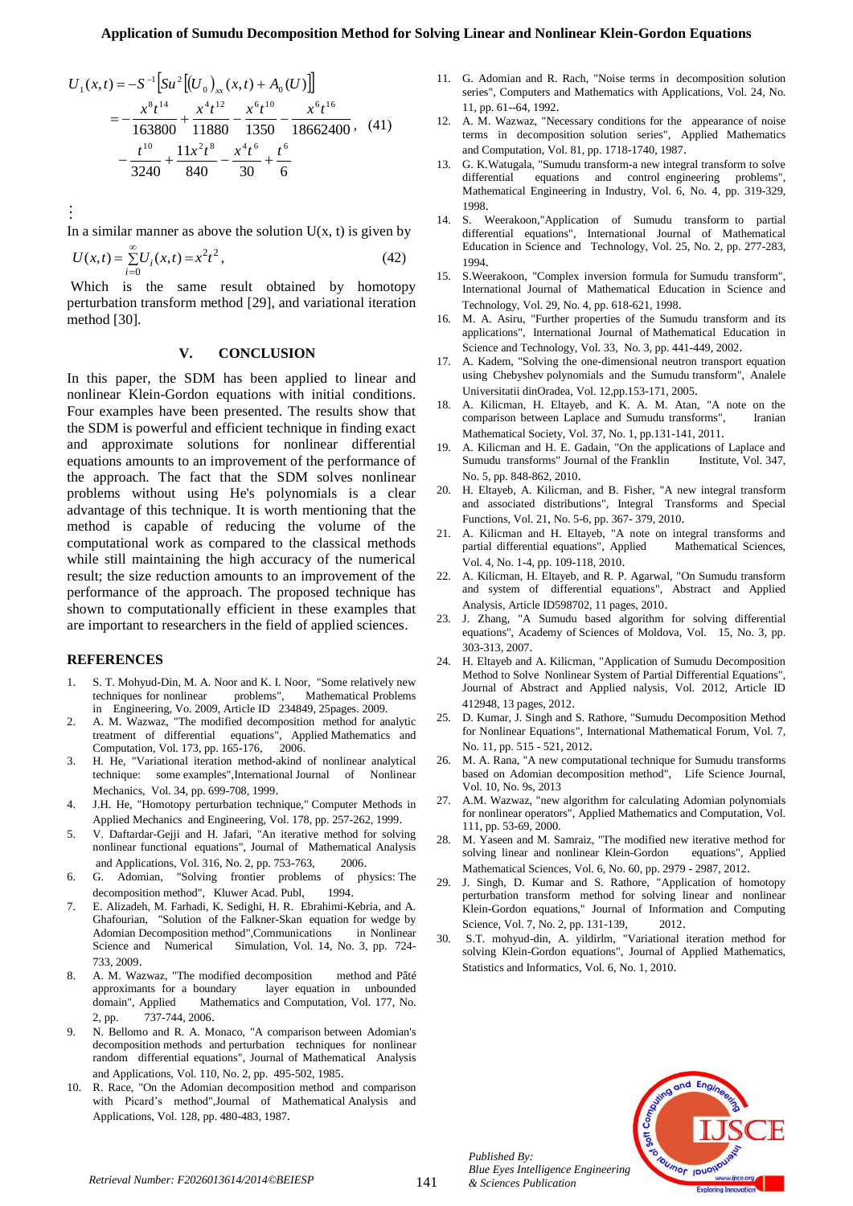$$
\begin{aligned}
U_1(x,t) &= -S^{-1}\left[Su^2\left[(U_0)_{xx}(x,t)+A_0(U)\right]\right] \\
&= -\frac{x^8t^{14}}{163800}+\frac{x^4t^{12}}{11880}-\frac{x^6t^{10}}{1350}-\frac{x^6t^{16}}{18662400}, \quad (41) \\
&\quad -\frac{t^{10}}{3240}+\frac{11x^2t^8}{840}-\frac{x^4t^6}{30}+\frac{t^6}{6}
\end{aligned}
$$

$\vdots$

In a similar manner as above the solution U(x, t) is given by

$$
U(x,t)=\sum_{i=0}^{\infty}U_i(x,t)=x^2t^2, \qquad (42)
$$

Which is the same result obtained by homotopy perturbation transform method [29], and variational iteration method [30].

## V. CONCLUSION

In this paper, the SDM has been applied to linear and nonlinear Klein-Gordon equations with initial conditions. Four examples have been presented. The results show that the SDM is powerful and efficient technique in finding exact and approximate solutions for nonlinear differential equations amounts to an improvement of the performance of the approach. The fact that the SDM solves nonlinear problems without using He's polynomials is a clear advantage of this technique. It is worth mentioning that the method is capable of reducing the volume of the computational work as compared to the classical methods while still maintaining the high accuracy of the numerical result; the size reduction amounts to an improvement of the performance of the approach. The proposed technique has shown to computationally efficient in these examples that are important to researchers in the field of applied sciences.

## REFERENCES

1. S. T. Mohyud-Din, M. A. Noor and K. I. Noor, "Some relatively new techniques for nonlinear problems", Mathematical Problems in Engineering, Vo. 2009, Article ID 234849, 25pages. 2009.
2. A. M. Wazwaz, "The modified decomposition method for analytic treatment of differential equations", Applied Mathematics and Computation, Vol. 173, pp. 165-176, 2006.
3. H. He, "Variational iteration method-akind of nonlinear analytical technique: some examples",International Journal of Nonlinear Mechanics, Vol. 34, pp. 699-708, 1999.
4. J.H. He, "Homotopy perturbation technique," Computer Methods in Applied Mechanics and Engineering, Vol. 178, pp. 257-262, 1999.
5. V. Daftardar-Gejji and H. Jafari, "An iterative method for solving nonlinear functional equations", Journal of Mathematical Analysis and Applications, Vol. 316, No. 2, pp. 753-763, 2006.
6. G. Adomian, "Solving frontier problems of physics: The decomposition method", Kluwer Acad. Publ, 1994.
7. E. Alizadeh, M. Farhadi, K. Sedighi, H. R. Ebrahimi-Kebria, and A. Ghafourian, "Solution of the Falkner-Skan equation for wedge by Adomian Decomposition method",Communications in Nonlinear Science and Numerical Simulation, Vol. 14, No. 3, pp. 724-733, 2009.
8. A. M. Wazwaz, "The modified decomposition method and Pâté approximants for a boundary layer equation in unbounded domain", Applied Mathematics and Computation, Vol. 177, No. 2, pp. 737-744, 2006.
9. N. Bellomo and R. A. Monaco, "A comparison between Adomian's decomposition methods and perturbation techniques for nonlinear random differential equations", Journal of Mathematical Analysis and Applications, Vol. 110, No. 2, pp. 495-502, 1985.
10. R. Race, "On the Adomian decomposition method and comparison with Picard's method",Journal of Mathematical Analysis and Applications, Vol. 128, pp. 480-483, 1987.
11. G. Adomian and R. Rach, "Noise terms in decomposition solution series", Computers and Mathematics with Applications, Vol. 24, No. 11, pp. 61--64, 1992.
12. A. M. Wazwaz, "Necessary conditions for the appearance of noise terms in decomposition solution series", Applied Mathematics and Computation, Vol. 81, pp. 1718-1740, 1987.
13. G. K.Watugala, "Sumudu transform-a new integral transform to solve differential equations and control engineering problems", Mathematical Engineering in Industry, Vol. 6, No. 4, pp. 319-329, 1998.
14. S. Weerakoon,"Application of Sumudu transform to partial differential equations", International Journal of Mathematical Education in Science and Technology, Vol. 25, No. 2, pp. 277-283, 1994.
15. S.Weerakoon, "Complex inversion formula for Sumudu transform", International Journal of Mathematical Education in Science and Technology, Vol. 29, No. 4, pp. 618-621, 1998.
16. M. A. Asiru, "Further properties of the Sumudu transform and its applications", International Journal of Mathematical Education in Science and Technology, Vol. 33, No. 3, pp. 441-449, 2002.
17. A. Kadem, "Solving the one-dimensional neutron transport equation using Chebyshev polynomials and the Sumudu transform", Analele Universitatii dinOradea, Vol. 12,pp.153-171, 2005.
18. A. Kilicman, H. Eltayeb, and K. A. M. Atan, "A note on the comparison between Laplace and Sumudu transforms", Iranian Mathematical Society, Vol. 37, No. 1, pp.131-141, 2011.
19. A. Kilicman and H. E. Gadain, "On the applications of Laplace and Sumudu transforms" Journal of the Franklin Institute, Vol. 347, No. 5, pp. 848-862, 2010.
20. H. Eltayeb, A. Kilicman, and B. Fisher, "A new integral transform and associated distributions", Integral Transforms and Special Functions, Vol. 21, No. 5-6, pp. 367- 379, 2010.
21. A. Kilicman and H. Eltayeb, "A note on integral transforms and partial differential equations", Applied Mathematical Sciences, Vol. 4, No. 1-4, pp. 109-118, 2010.
22. A. Kilicman, H. Eltayeb, and R. P. Agarwal, "On Sumudu transform and system of differential equations", Abstract and Applied Analysis, Article ID598702, 11 pages, 2010.
23. J. Zhang, "A Sumudu based algorithm for solving differential equations", Academy of Sciences of Moldova, Vol. 15, No. 3, pp. 303-313, 2007.
24. H. Eltayeb and A. Kilicman, "Application of Sumudu Decomposition Method to Solve Nonlinear System of Partial Differential Equations", Journal of Abstract and Applied nalysis, Vol. 2012, Article ID 412948, 13 pages, 2012.
25. D. Kumar, J. Singh and S. Rathore, "Sumudu Decomposition Method for Nonlinear Equations", International Mathematical Forum, Vol. 7, No. 11, pp. 515 - 521, 2012.
26. M. A. Rana, "A new computational technique for Sumudu transforms based on Adomian decomposition method", Life Science Journal, Vol. 10, No. 9s, 2013
27. A.M. Wazwaz, "new algorithm for calculating Adomian polynomials for nonlinear operators", Applied Mathematics and Computation, Vol. 111, pp. 53-69, 2000.
28. M. Yaseen and M. Samraiz, "The modified new iterative method for solving linear and nonlinear Klein-Gordon equations", Applied Mathematical Sciences, Vol. 6, No. 60, pp. 2979 - 2987, 2012.
29. J. Singh, D. Kumar and S. Rathore, "Application of homotopy perturbation transform method for solving linear and nonlinear Klein-Gordon equations," Journal of Information and Computing Science, Vol. 7, No. 2, pp. 131-139, 2012.
30. S.T. mohyud-din, A. yildirlm, "Variational iteration method for solving Klein-Gordon equations", Journal of Applied Mathematics, Statistics and Informatics, Vol. 6, No. 1, 2010.